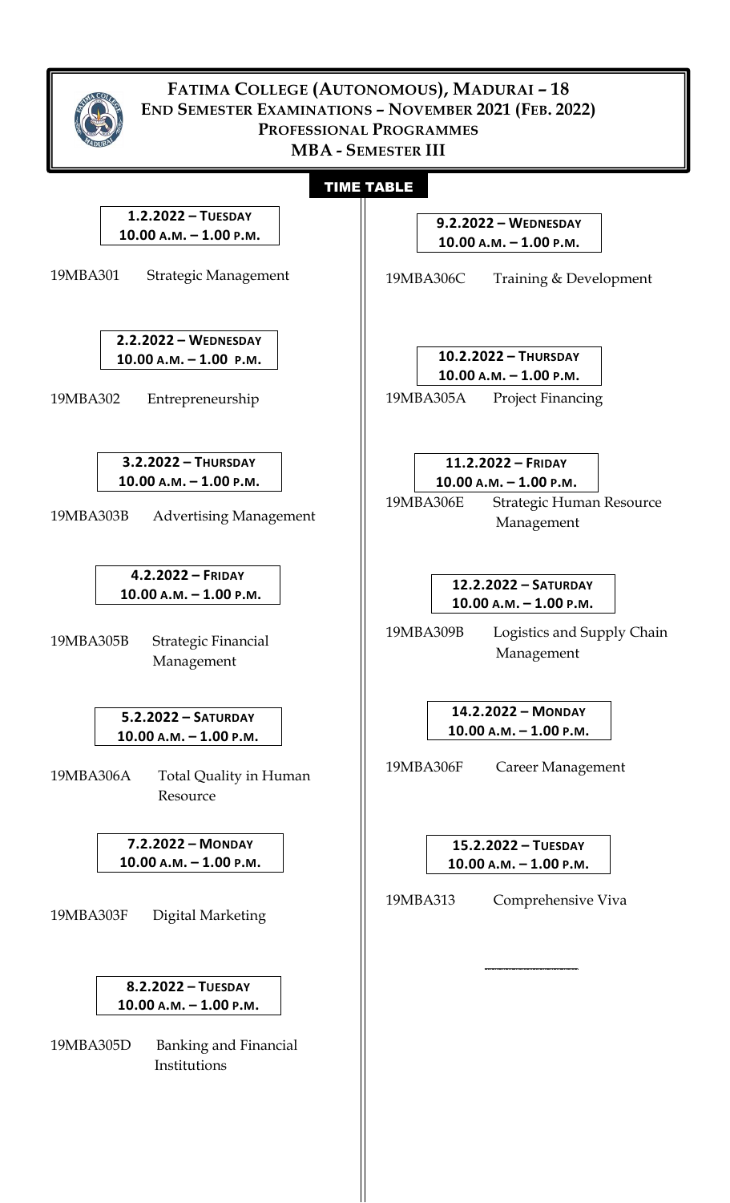# Fatima College (Autonomous), Madurai – 18
## End Semester Examinations – November 2021 (Feb. 2022)
## Professional Programmes
## MBA - Semester III

### TIME TABLE

**1.2.2022 – Tuesday**
**10.00 A.M. – 1.00 P.M.**

19MBA301 Strategic Management

**2.2.2022 – Wednesday**
**10.00 A.M. – 1.00 P.M.**

19MBA302 Entrepreneurship

**3.2.2022 – Thursday**
**10.00 A.M. – 1.00 P.M.**

19MBA303B Advertising Management

**4.2.2022 – Friday**
**10.00 A.M. – 1.00 P.M.**

19MBA305B Strategic Financial Management

**5.2.2022 – Saturday**
**10.00 A.M. – 1.00 P.M.**

19MBA306A Total Quality in Human Resource

**7.2.2022 – Monday**
**10.00 A.M. – 1.00 P.M.**

19MBA303F Digital Marketing

**8.2.2022 – Tuesday**
**10.00 A.M. – 1.00 P.M.**

19MBA305D Banking and Financial Institutions

**9.2.2022 – Wednesday**
**10.00 A.M. – 1.00 P.M.**

19MBA306C Training & Development

**10.2.2022 – Thursday**
**10.00 A.M. – 1.00 P.M.**

19MBA305A Project Financing

**11.2.2022 – Friday**
**10.00 A.M. – 1.00 P.M.**

19MBA306E Strategic Human Resource Management

**12.2.2022 – Saturday**
**10.00 A.M. – 1.00 P.M.**

19MBA309B Logistics and Supply Chain Management

**14.2.2022 – Monday**
**10.00 A.M. – 1.00 P.M.**

19MBA306F Career Management

**15.2.2022 – Tuesday**
**10.00 A.M. – 1.00 P.M.**

19MBA313 Comprehensive Viva

---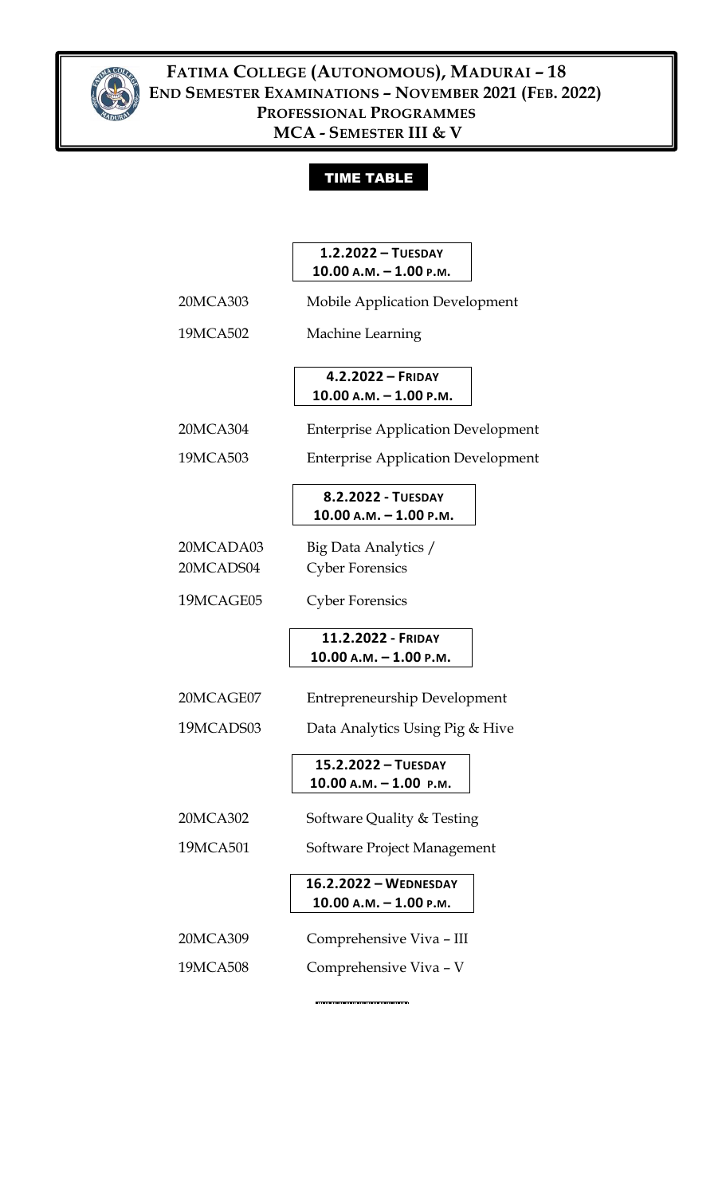# FATIMA COLLEGE (AUTONOMOUS), MADURAI – 18
## END SEMESTER EXAMINATIONS – NOVEMBER 2021 (FEB. 2022)
## PROFESSIONAL PROGRAMMES
## MCA - SEMESTER III & V

**TIME TABLE**

**1.2.2022 – TUESDAY**
**10.00 A.M. – 1.00 P.M.**

| | |
|---|---|
| 20MCA303 | Mobile Application Development |
| 19MCA502 | Machine Learning |

**4.2.2022 – FRIDAY**
**10.00 A.M. – 1.00 P.M.**

| | |
|---|---|
| 20MCA304 | Enterprise Application Development |
| 19MCA503 | Enterprise Application Development |

**8.2.2022 - TUESDAY**
**10.00 A.M. – 1.00 P.M.**

| | |
|---|---|
| 20MCADA03 / 20MCADS04 | Big Data Analytics / Cyber Forensics |
| 19MCAGE05 | Cyber Forensics |

**11.2.2022 - FRIDAY**
**10.00 A.M. – 1.00 P.M.**

| | |
|---|---|
| 20MCAGE07 | Entrepreneurship Development |
| 19MCADS03 | Data Analytics Using Pig & Hive |

**15.2.2022 – TUESDAY**
**10.00 A.M. – 1.00 P.M.**

| | |
|---|---|
| 20MCA302 | Software Quality & Testing |
| 19MCA501 | Software Project Management |

**16.2.2022 – WEDNESDAY**
**10.00 A.M. – 1.00 P.M.**

| | |
|---|---|
| 20MCA309 | Comprehensive Viva – III |
| 19MCA508 | Comprehensive Viva – V |